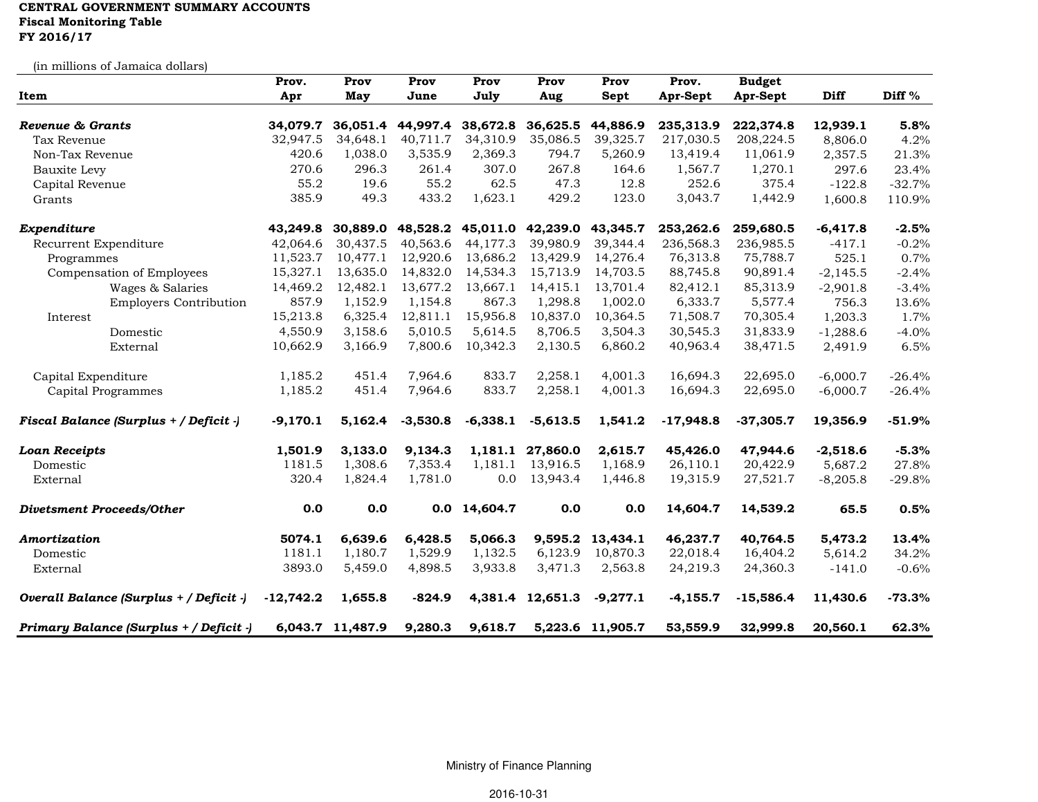**CENTRAL GOVERNMENT SUMMARY ACCOUNTS**
**Fiscal Monitoring Table**
**FY 2016/17**

(in millions of Jamaica dollars)

| Item | Prov. Apr | Prov May | Prov June | Prov July | Prov Aug | Prov Sept | Prov. Apr-Sept | Budget Apr-Sept | Diff | Diff % |
|---|---|---|---|---|---|---|---|---|---|---|
| ***Revenue & Grants*** | **34,079.7** | **36,051.4** | **44,997.4** | **38,672.8** | **36,625.5** | **44,886.9** | **235,313.9** | **222,374.8** | **12,939.1** | **5.8%** |
| Tax Revenue | 32,947.5 | 34,648.1 | 40,711.7 | 34,310.9 | 35,086.5 | 39,325.7 | 217,030.5 | 208,224.5 | 8,806.0 | 4.2% |
| Non-Tax Revenue | 420.6 | 1,038.0 | 3,535.9 | 2,369.3 | 794.7 | 5,260.9 | 13,419.4 | 11,061.9 | 2,357.5 | 21.3% |
| Bauxite Levy | 270.6 | 296.3 | 261.4 | 307.0 | 267.8 | 164.6 | 1,567.7 | 1,270.1 | 297.6 | 23.4% |
| Capital Revenue | 55.2 | 19.6 | 55.2 | 62.5 | 47.3 | 12.8 | 252.6 | 375.4 | -122.8 | -32.7% |
| Grants | 385.9 | 49.3 | 433.2 | 1,623.1 | 429.2 | 123.0 | 3,043.7 | 1,442.9 | 1,600.8 | 110.9% |
| ***Expenditure*** | **43,249.8** | **30,889.0** | **48,528.2** | **45,011.0** | **42,239.0** | **43,345.7** | **253,262.6** | **259,680.5** | **-6,417.8** | **-2.5%** |
| Recurrent Expenditure | 42,064.6 | 30,437.5 | 40,563.6 | 44,177.3 | 39,980.9 | 39,344.4 | 236,568.3 | 236,985.5 | -417.1 | -0.2% |
| Programmes | 11,523.7 | 10,477.1 | 12,920.6 | 13,686.2 | 13,429.9 | 14,276.4 | 76,313.8 | 75,788.7 | 525.1 | 0.7% |
| Compensation of Employees | 15,327.1 | 13,635.0 | 14,832.0 | 14,534.3 | 15,713.9 | 14,703.5 | 88,745.8 | 90,891.4 | -2,145.5 | -2.4% |
| Wages & Salaries | 14,469.2 | 12,482.1 | 13,677.2 | 13,667.1 | 14,415.1 | 13,701.4 | 82,412.1 | 85,313.9 | -2,901.8 | -3.4% |
| Employers Contribution | 857.9 | 1,152.9 | 1,154.8 | 867.3 | 1,298.8 | 1,002.0 | 6,333.7 | 5,577.4 | 756.3 | 13.6% |
| Interest | 15,213.8 | 6,325.4 | 12,811.1 | 15,956.8 | 10,837.0 | 10,364.5 | 71,508.7 | 70,305.4 | 1,203.3 | 1.7% |
| Domestic | 4,550.9 | 3,158.6 | 5,010.5 | 5,614.5 | 8,706.5 | 3,504.3 | 30,545.3 | 31,833.9 | -1,288.6 | -4.0% |
| External | 10,662.9 | 3,166.9 | 7,800.6 | 10,342.3 | 2,130.5 | 6,860.2 | 40,963.4 | 38,471.5 | 2,491.9 | 6.5% |
| Capital Expenditure | 1,185.2 | 451.4 | 7,964.6 | 833.7 | 2,258.1 | 4,001.3 | 16,694.3 | 22,695.0 | -6,000.7 | -26.4% |
| Capital Programmes | 1,185.2 | 451.4 | 7,964.6 | 833.7 | 2,258.1 | 4,001.3 | 16,694.3 | 22,695.0 | -6,000.7 | -26.4% |
| ***Fiscal Balance (Surplus + / Deficit -)*** | **-9,170.1** | **5,162.4** | **-3,530.8** | **-6,338.1** | **-5,613.5** | **1,541.2** | **-17,948.8** | **-37,305.7** | **19,356.9** | **-51.9%** |
| ***Loan Receipts*** | **1,501.9** | **3,133.0** | **9,134.3** | **1,181.1** | **27,860.0** | **2,615.7** | **45,426.0** | **47,944.6** | **-2,518.6** | **-5.3%** |
| Domestic | 1181.5 | 1,308.6 | 7,353.4 | 1,181.1 | 13,916.5 | 1,168.9 | 26,110.1 | 20,422.9 | 5,687.2 | 27.8% |
| External | 320.4 | 1,824.4 | 1,781.0 | 0.0 | 13,943.4 | 1,446.8 | 19,315.9 | 27,521.7 | -8,205.8 | -29.8% |
| ***Divetsment Proceeds/Other*** | **0.0** | **0.0** | **0.0** | **14,604.7** | **0.0** | **0.0** | **14,604.7** | **14,539.2** | **65.5** | **0.5%** |
| ***Amortization*** | **5074.1** | **6,639.6** | **6,428.5** | **5,066.3** | **9,595.2** | **13,434.1** | **46,237.7** | **40,764.5** | **5,473.2** | **13.4%** |
| Domestic | 1181.1 | 1,180.7 | 1,529.9 | 1,132.5 | 6,123.9 | 10,870.3 | 22,018.4 | 16,404.2 | 5,614.2 | 34.2% |
| External | 3893.0 | 5,459.0 | 4,898.5 | 3,933.8 | 3,471.3 | 2,563.8 | 24,219.3 | 24,360.3 | -141.0 | -0.6% |
| ***Overall Balance (Surplus + / Deficit -)*** | **-12,742.2** | **1,655.8** | **-824.9** | **4,381.4** | **12,651.3** | **-9,277.1** | **-4,155.7** | **-15,586.4** | **11,430.6** | **-73.3%** |
| ***Primary Balance (Surplus + / Deficit -)*** | **6,043.7** | **11,487.9** | **9,280.3** | **9,618.7** | **5,223.6** | **11,905.7** | **53,559.9** | **32,999.8** | **20,560.1** | **62.3%** |

Ministry of Finance Planning

2016-10-31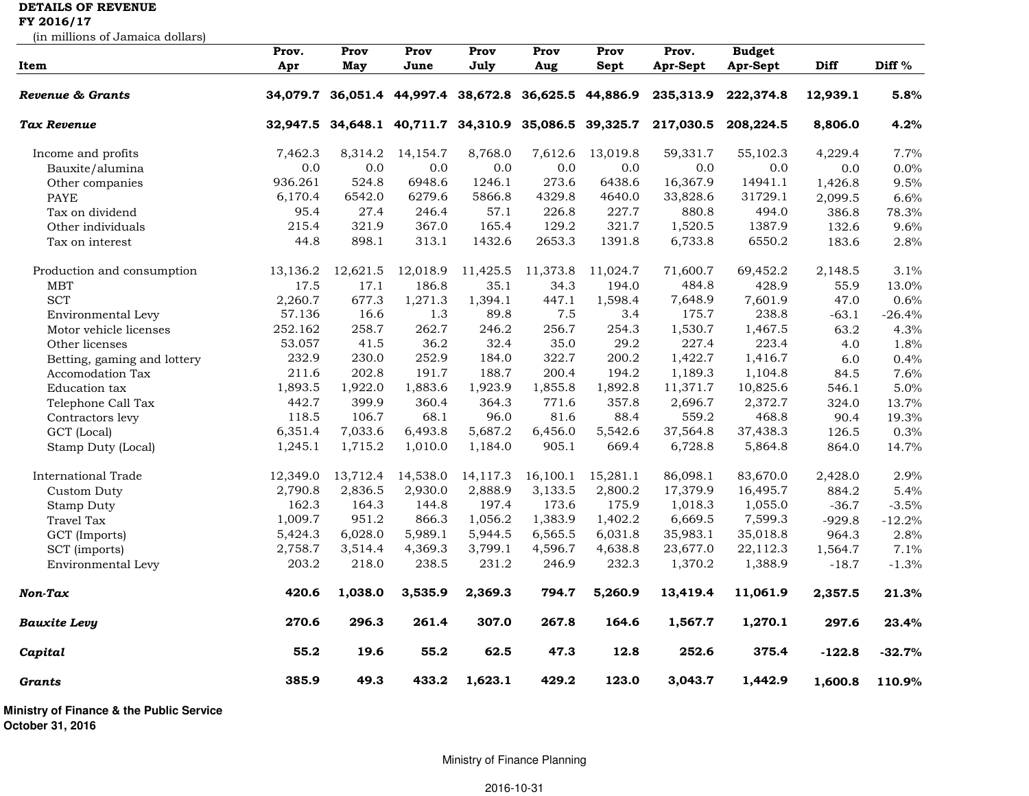**DETAILS OF REVENUE**
**FY 2016/17**
(in millions of Jamaica dollars)

| Item | Prov. Apr | Prov May | Prov June | Prov July | Prov Aug | Prov Sept | Prov. Apr-Sept | Budget Apr-Sept | Diff | Diff % |
|---|---|---|---|---|---|---|---|---|---|---|
| ***Revenue & Grants*** | **34,079.7** | **36,051.4** | **44,997.4** | **38,672.8** | **36,625.5** | **44,886.9** | **235,313.9** | **222,374.8** | **12,939.1** | **5.8%** |
| ***Tax Revenue*** | **32,947.5** | **34,648.1** | **40,711.7** | **34,310.9** | **35,086.5** | **39,325.7** | **217,030.5** | **208,224.5** | **8,806.0** | **4.2%** |
| Income and profits | 7,462.3 | 8,314.2 | 14,154.7 | 8,768.0 | 7,612.6 | 13,019.8 | 59,331.7 | 55,102.3 | 4,229.4 | 7.7% |
| Bauxite/alumina | 0.0 | 0.0 | 0.0 | 0.0 | 0.0 | 0.0 | 0.0 | 0.0 | 0.0 | 0.0% |
| Other companies | 936.261 | 524.8 | 6948.6 | 1246.1 | 273.6 | 6438.6 | 16,367.9 | 14941.1 | 1,426.8 | 9.5% |
| PAYE | 6,170.4 | 6542.0 | 6279.6 | 5866.8 | 4329.8 | 4640.0 | 33,828.6 | 31729.1 | 2,099.5 | 6.6% |
| Tax on dividend | 95.4 | 27.4 | 246.4 | 57.1 | 226.8 | 227.7 | 880.8 | 494.0 | 386.8 | 78.3% |
| Other individuals | 215.4 | 321.9 | 367.0 | 165.4 | 129.2 | 321.7 | 1,520.5 | 1387.9 | 132.6 | 9.6% |
| Tax on interest | 44.8 | 898.1 | 313.1 | 1432.6 | 2653.3 | 1391.8 | 6,733.8 | 6550.2 | 183.6 | 2.8% |
| Production and consumption | 13,136.2 | 12,621.5 | 12,018.9 | 11,425.5 | 11,373.8 | 11,024.7 | 71,600.7 | 69,452.2 | 2,148.5 | 3.1% |
| MBT | 17.5 | 17.1 | 186.8 | 35.1 | 34.3 | 194.0 | 484.8 | 428.9 | 55.9 | 13.0% |
| SCT | 2,260.7 | 677.3 | 1,271.3 | 1,394.1 | 447.1 | 1,598.4 | 7,648.9 | 7,601.9 | 47.0 | 0.6% |
| Environmental Levy | 57.136 | 16.6 | 1.3 | 89.8 | 7.5 | 3.4 | 175.7 | 238.8 | -63.1 | -26.4% |
| Motor vehicle licenses | 252.162 | 258.7 | 262.7 | 246.2 | 256.7 | 254.3 | 1,530.7 | 1,467.5 | 63.2 | 4.3% |
| Other licenses | 53.057 | 41.5 | 36.2 | 32.4 | 35.0 | 29.2 | 227.4 | 223.4 | 4.0 | 1.8% |
| Betting, gaming and lottery | 232.9 | 230.0 | 252.9 | 184.0 | 322.7 | 200.2 | 1,422.7 | 1,416.7 | 6.0 | 0.4% |
| Accomodation Tax | 211.6 | 202.8 | 191.7 | 188.7 | 200.4 | 194.2 | 1,189.3 | 1,104.8 | 84.5 | 7.6% |
| Education tax | 1,893.5 | 1,922.0 | 1,883.6 | 1,923.9 | 1,855.8 | 1,892.8 | 11,371.7 | 10,825.6 | 546.1 | 5.0% |
| Telephone Call Tax | 442.7 | 399.9 | 360.4 | 364.3 | 771.6 | 357.8 | 2,696.7 | 2,372.7 | 324.0 | 13.7% |
| Contractors levy | 118.5 | 106.7 | 68.1 | 96.0 | 81.6 | 88.4 | 559.2 | 468.8 | 90.4 | 19.3% |
| GCT (Local) | 6,351.4 | 7,033.6 | 6,493.8 | 5,687.2 | 6,456.0 | 5,542.6 | 37,564.8 | 37,438.3 | 126.5 | 0.3% |
| Stamp Duty (Local) | 1,245.1 | 1,715.2 | 1,010.0 | 1,184.0 | 905.1 | 669.4 | 6,728.8 | 5,864.8 | 864.0 | 14.7% |
| International Trade | 12,349.0 | 13,712.4 | 14,538.0 | 14,117.3 | 16,100.1 | 15,281.1 | 86,098.1 | 83,670.0 | 2,428.0 | 2.9% |
| Custom Duty | 2,790.8 | 2,836.5 | 2,930.0 | 2,888.9 | 3,133.5 | 2,800.2 | 17,379.9 | 16,495.7 | 884.2 | 5.4% |
| Stamp Duty | 162.3 | 164.3 | 144.8 | 197.4 | 173.6 | 175.9 | 1,018.3 | 1,055.0 | -36.7 | -3.5% |
| Travel Tax | 1,009.7 | 951.2 | 866.3 | 1,056.2 | 1,383.9 | 1,402.2 | 6,669.5 | 7,599.3 | -929.8 | -12.2% |
| GCT (Imports) | 5,424.3 | 6,028.0 | 5,989.1 | 5,944.5 | 6,565.5 | 6,031.8 | 35,983.1 | 35,018.8 | 964.3 | 2.8% |
| SCT (imports) | 2,758.7 | 3,514.4 | 4,369.3 | 3,799.1 | 4,596.7 | 4,638.8 | 23,677.0 | 22,112.3 | 1,564.7 | 7.1% |
| Environmental Levy | 203.2 | 218.0 | 238.5 | 231.2 | 246.9 | 232.3 | 1,370.2 | 1,388.9 | -18.7 | -1.3% |
| ***Non-Tax*** | **420.6** | **1,038.0** | **3,535.9** | **2,369.3** | **794.7** | **5,260.9** | **13,419.4** | **11,061.9** | **2,357.5** | **21.3%** |
| ***Bauxite Levy*** | **270.6** | **296.3** | **261.4** | **307.0** | **267.8** | **164.6** | **1,567.7** | **1,270.1** | **297.6** | **23.4%** |
| ***Capital*** | **55.2** | **19.6** | **55.2** | **62.5** | **47.3** | **12.8** | **252.6** | **375.4** | **-122.8** | **-32.7%** |
| ***Grants*** | **385.9** | **49.3** | **433.2** | **1,623.1** | **429.2** | **123.0** | **3,043.7** | **1,442.9** | **1,600.8** | **110.9%** |

**Ministry of Finance & the Public Service**
**October 31, 2016**

Ministry of Finance Planning

2016-10-31